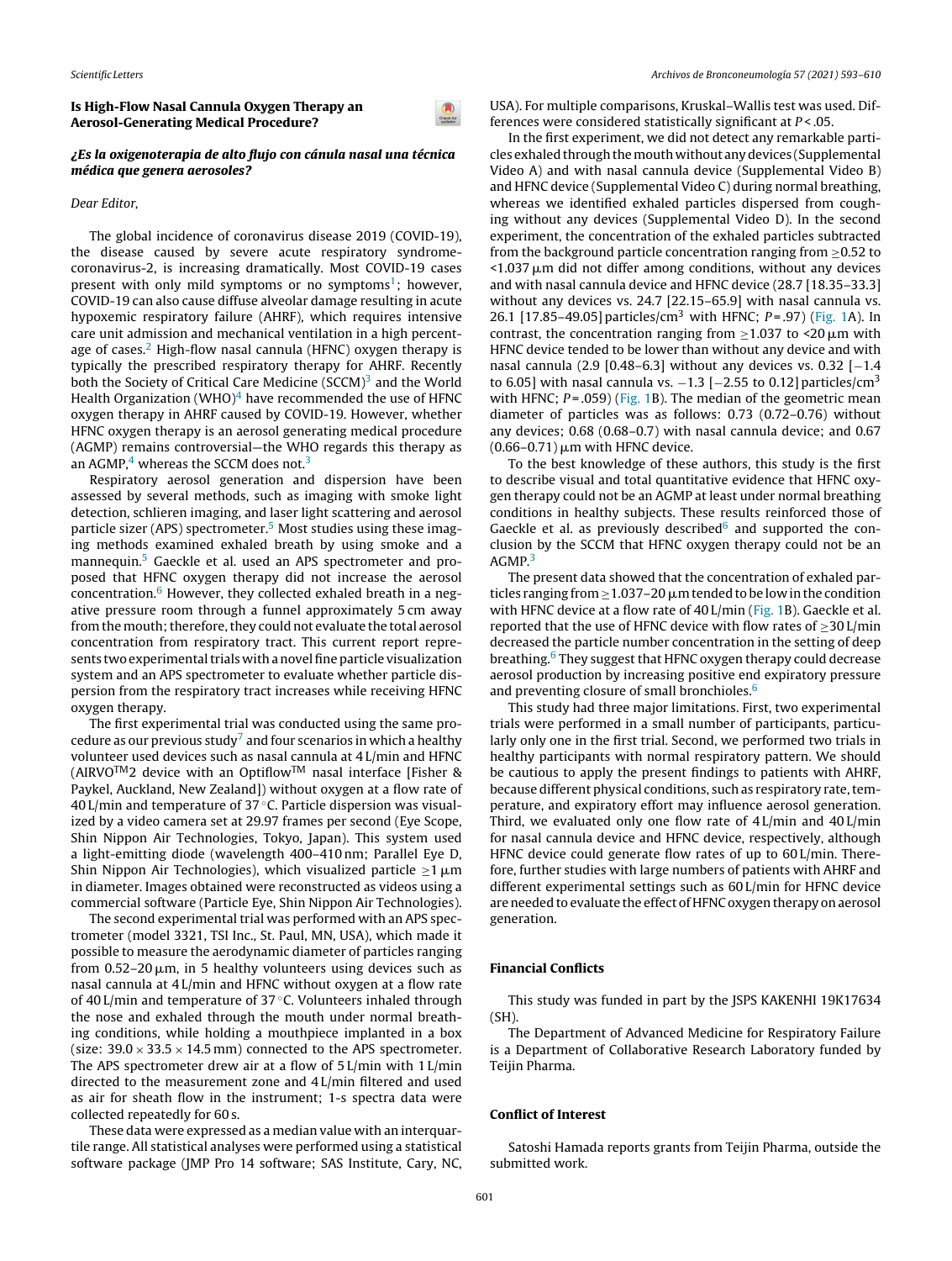# Is High-Flow Nasal Cannula Oxygen Therapy an Aerosol-Generating Medical Procedure?

## *¿Es la oxigenoterapia de alto flujo con cánula nasal una técnica médica que genera aerosoles?*

*Dear Editor,*

The global incidence of coronavirus disease 2019 (COVID-19), the disease caused by severe acute respiratory syndrome-coronavirus-2, is increasing dramatically. Most COVID-19 cases present with only mild symptoms or no symptoms[1]; however, COVID-19 can also cause diffuse alveolar damage resulting in acute hypoxemic respiratory failure (AHRF), which requires intensive care unit admission and mechanical ventilation in a high percentage of cases.[2] High-flow nasal cannula (HFNC) oxygen therapy is typically the prescribed respiratory therapy for AHRF. Recently both the Society of Critical Care Medicine (SCCM)[3] and the World Health Organization (WHO)[4] have recommended the use of HFNC oxygen therapy in AHRF caused by COVID-19. However, whether HFNC oxygen therapy is an aerosol generating medical procedure (AGMP) remains controversial—the WHO regards this therapy as an AGMP,[4] whereas the SCCM does not.[3]

Respiratory aerosol generation and dispersion have been assessed by several methods, such as imaging with smoke light detection, schlieren imaging, and laser light scattering and aerosol particle sizer (APS) spectrometer.[5] Most studies using these imaging methods examined exhaled breath by using smoke and a mannequin.[5] Gaeckle et al. used an APS spectrometer and proposed that HFNC oxygen therapy did not increase the aerosol concentration.[6] However, they collected exhaled breath in a negative pressure room through a funnel approximately 5 cm away from the mouth; therefore, they could not evaluate the total aerosol concentration from respiratory tract. The current report represents two experimental trials with a novel fine particle visualization system and an APS spectrometer to evaluate whether particle dispersion from the respiratory tract increases while receiving HFNC oxygen therapy.

The first experimental trial was conducted using the same procedure as our previous study[7] and four scenarios in which a healthy volunteer used devices such as nasal cannula at 4 L/min and HFNC (AIRVO™2 device with an Optiflow™ nasal interface [Fisher & Paykel, Auckland, New Zealand]) without oxygen at a flow rate of 40 L/min and temperature of 37 °C. Particle dispersion was visualized by a video camera set at 29.97 frames per second (Eye Scope, Shin Nippon Air Technologies, Tokyo, Japan). This system used a light-emitting diode (wavelength 400–410 nm; Parallel Eye D, Shin Nippon Air Technologies), which visualized particle $\geq 1\,\mu$m in diameter. Images obtained were reconstructed as videos using a commercial software (Particle Eye, Shin Nippon Air Technologies).

The second experimental trial was performed with an APS spectrometer (model 3321, TSI Inc., St. Paul, MN, USA), which made it possible to measure the aerodynamic diameter of particles ranging from 0.52–20 μm, in 5 healthy volunteers using devices such as nasal cannula at 4 L/min and HFNC without oxygen at a flow rate of 40 L/min and temperature of 37 °C. Volunteers inhaled through the nose and exhaled through the mouth under normal breathing conditions, while holding a mouthpiece implanted in a box (size: $39.0 \times 33.5 \times 14.5$ mm) connected to the APS spectrometer. The APS spectrometer drew air at a flow of 5 L/min with 1 L/min directed to the measurement zone and 4 L/min filtered and used as air for sheath flow in the instrument; 1-s spectra data were collected repeatedly for 60 s.

These data were expressed as a median value with an interquartile range. All statistical analyses were performed using a statistical software package (JMP Pro 14 software; SAS Institute, Cary, NC, USA). For multiple comparisons, Kruskal–Wallis test was used. Differences were considered statistically significant at $P < .05$.

In the first experiment, we did not detect any remarkable particles exhaled through the mouth without any devices (Supplemental Video A) and with nasal cannula device (Supplemental Video B) and HFNC device (Supplemental Video C) during normal breathing, whereas we identified exhaled particles dispersed from coughing without any devices (Supplemental Video D). In the second experiment, the concentration of the exhaled particles subtracted from the background particle concentration ranging from $\geq 0.52$ to $< 1.037\,\mu$m did not differ among conditions, without any devices and with nasal cannula device and HFNC device (28.7 [18.35–33.3] without any devices vs. 24.7 [22.15–65.9] with nasal cannula vs. 26.1 [17.85–49.05] particles/cm$^3$ with HFNC; $P = .97$) (Fig. 1A). In contrast, the concentration ranging from $\geq 1.037$ to $< 20\,\mu$m with HFNC device tended to be lower than without any device and with nasal cannula (2.9 [0.48–6.3] without any devices vs. 0.32 [−1.4 to 6.05] with nasal cannula vs. −1.3 [−2.55 to 0.12] particles/cm$^3$ with HFNC; $P = .059$) (Fig. 1B). The median of the geometric mean diameter of particles was as follows: 0.73 (0.72–0.76) without any devices; 0.68 (0.68–0.7) with nasal cannula device; and 0.67 (0.66–0.71) μm with HFNC device.

To the best knowledge of these authors, this study is the first to describe visual and total quantitative evidence that HFNC oxygen therapy could not be an AGMP at least under normal breathing conditions in healthy subjects. These results reinforced those of Gaeckle et al. as previously described[6] and supported the conclusion by the SCCM that HFNC oxygen therapy could not be an AGMP.[3]

The present data showed that the concentration of exhaled particles ranging from $\geq 1.037$–20 μm tended to be low in the condition with HFNC device at a flow rate of 40 L/min (Fig. 1B). Gaeckle et al. reported that the use of HFNC device with flow rates of $\geq 30$ L/min decreased the particle number concentration in the setting of deep breathing.[6] They suggest that HFNC oxygen therapy could decrease aerosol production by increasing positive end expiratory pressure and preventing closure of small bronchioles.[6]

This study had three major limitations. First, two experimental trials were performed in a small number of participants, particularly only one in the first trial. Second, we performed two trials in healthy participants with normal respiratory pattern. We should be cautious to apply the present findings to patients with AHRF, because different physical conditions, such as respiratory rate, temperature, and expiratory effort may influence aerosol generation. Third, we evaluated only one flow rate of 4 L/min and 40 L/min for nasal cannula device and HFNC device, respectively, although HFNC device could generate flow rates of up to 60 L/min. Therefore, further studies with large numbers of patients with AHRF and different experimental settings such as 60 L/min for HFNC device are needed to evaluate the effect of HFNC oxygen therapy on aerosol generation.

## Financial Conflicts

This study was funded in part by the JSPS KAKENHI 19K17634 (SH).

The Department of Advanced Medicine for Respiratory Failure is a Department of Collaborative Research Laboratory funded by Teijin Pharma.

## Conflict of Interest

Satoshi Hamada reports grants from Teijin Pharma, outside the submitted work.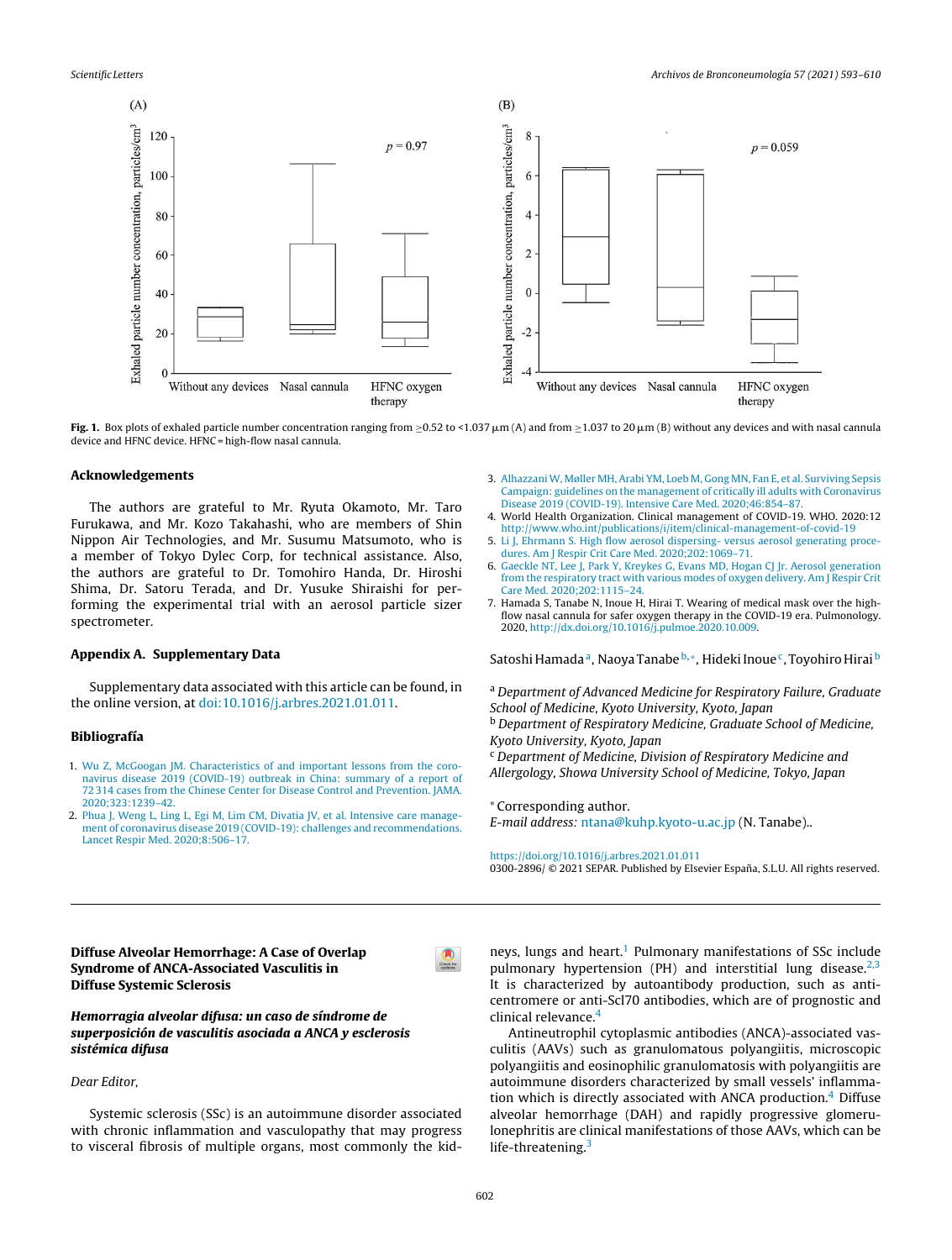(A)

Exhaled particle number concentration, particles/cm$^3$

120
100
80
60
40
20
0

$p = 0.97$

Without any devices
Nasal cannula
HFNC oxygen therapy

(B)

Exhaled particle number concentration, particles/cm$^3$

8
6
4
2
0
-2
-4

$p = 0.059$

Without any devices
Nasal cannula
HFNC oxygen therapy

**Fig. 1.** Box plots of exhaled particle number concentration ranging from ≥0.52 to <1.037 μm (A) and from ≥1.037 to 20 μm (B) without any devices and with nasal cannula device and HFNC device. HFNC = high-flow nasal cannula.

## Acknowledgements

The authors are grateful to Mr. Ryuta Okamoto, Mr. Taro Furukawa, and Mr. Kozo Takahashi, who are members of Shin Nippon Air Technologies, and Mr. Susumu Matsumoto, who is a member of Tokyo Dylec Corp, for technical assistance. Also, the authors are grateful to Dr. Tomohiro Handa, Dr. Hiroshi Shima, Dr. Satoru Terada, and Dr. Yusuke Shiraishi for performing the experimental trial with an aerosol particle sizer spectrometer.

## Appendix A. Supplementary Data

Supplementary data associated with this article can be found, in the online version, at doi:10.1016/j.arbres.2021.01.011.

## Bibliografía

1. Wu Z, McGoogan JM. Characteristics of and important lessons from the coronavirus disease 2019 (COVID-19) outbreak in China: summary of a report of 72 314 cases from the Chinese Center for Disease Control and Prevention. JAMA. 2020;323:1239–42.
2. Phua J, Weng L, Ling L, Egi M, Lim CM, Divatia JV, et al. Intensive care management of coronavirus disease 2019 (COVID-19): challenges and recommendations. Lancet Respir Med. 2020;8:506–17.
3. Alhazzani W, Møller MH, Arabi YM, Loeb M, Gong MN, Fan E, et al. Surviving Sepsis Campaign: guidelines on the management of critically ill adults with Coronavirus Disease 2019 (COVID-19). Intensive Care Med. 2020;46:854–87.
4. World Health Organization. Clinical management of COVID-19. WHO. 2020:12 http://www.who.int/publications/i/item/clinical-management-of-covid-19
5. Li J, Ehrmann S. High flow aerosol dispersing- versus aerosol generating procedures. Am J Respir Crit Care Med. 2020;202:1069–71.
6. Gaeckle NT, Lee J, Park Y, Kreykes G, Evans MD, Hogan CJ Jr. Aerosol generation from the respiratory tract with various modes of oxygen delivery. Am J Respir Crit Care Med. 2020;202:1115–24.
7. Hamada S, Tanabe N, Inoue H, Hirai T. Wearing of medical mask over the high-flow nasal cannula for safer oxygen therapy in the COVID-19 era. Pulmonology. 2020, http://dx.doi.org/10.1016/j.pulmoe.2020.10.009.

Satoshi Hamada[a], Naoya Tanabe[b,*], Hideki Inoue[c], Toyohiro Hirai[b]

[a] *Department of Advanced Medicine for Respiratory Failure, Graduate School of Medicine, Kyoto University, Kyoto, Japan*
[b] *Department of Respiratory Medicine, Graduate School of Medicine, Kyoto University, Kyoto, Japan*
[c] *Department of Medicine, Division of Respiratory Medicine and Allergology, Showa University School of Medicine, Tokyo, Japan*

* Corresponding author.
*E-mail address:* ntana@kuhp.kyoto-u.ac.jp (N. Tanabe)..

https://doi.org/10.1016/j.arbres.2021.01.011
0300-2896/ © 2021 SEPAR. Published by Elsevier España, S.L.U. All rights reserved.

---

# Diffuse Alveolar Hemorrhage: A Case of Overlap Syndrome of ANCA-Associated Vasculitis in Diffuse Systemic Sclerosis

## *Hemorragia alveolar difusa: un caso de síndrome de superposición de vasculitis asociada a ANCA y esclerosis sistémica difusa*

*Dear Editor,*

Systemic sclerosis (SSc) is an autoimmune disorder associated with chronic inflammation and vasculopathy that may progress to visceral fibrosis of multiple organs, most commonly the kidneys, lungs and heart.[1] Pulmonary manifestations of SSc include pulmonary hypertension (PH) and interstitial lung disease.[2,3] It is characterized by autoantibody production, such as anti-centromere or anti-Scl70 antibodies, which are of prognostic and clinical relevance.[4]

Antineutrophil cytoplasmic antibodies (ANCA)-associated vasculitis (AAVs) such as granulomatous polyangiitis, microscopic polyangiitis and eosinophilic granulomatosis with polyangiitis are autoimmune disorders characterized by small vessels' inflammation which is directly associated with ANCA production.[4] Diffuse alveolar hemorrhage (DAH) and rapidly progressive glomerulonephritis are clinical manifestations of those AAVs, which can be life-threatening.[3]